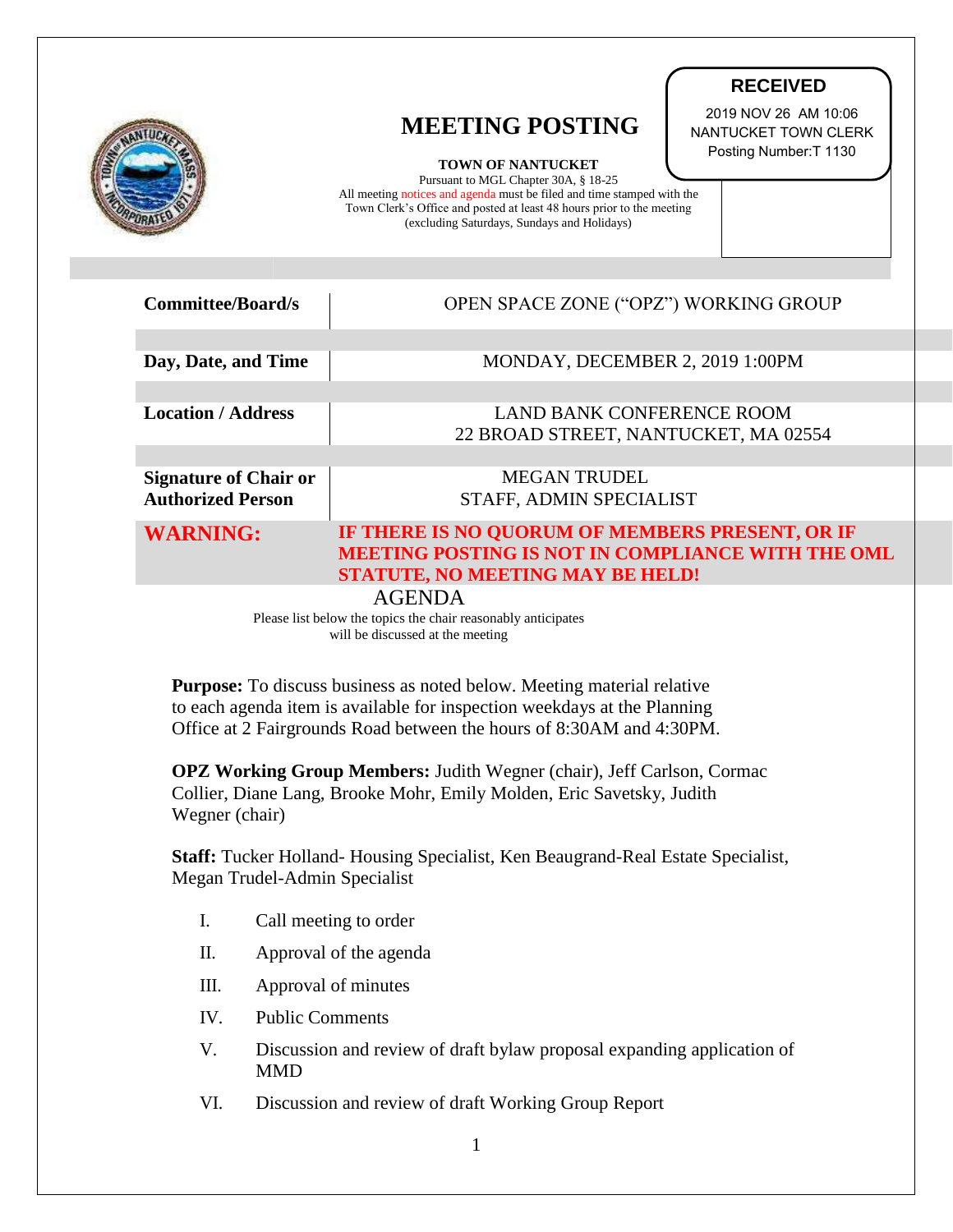# MEETING POSTING

**RECEIVED**

2019 NOV 26 AM 10:06
NANTUCKET TOWN CLERK
Posting Number:T 1130

**TOWN OF NANTUCKET**

Pursuant to MGL Chapter 30A, § 18-25
All meeting notices and agenda must be filed and time stamped with the Town Clerk's Office and posted at least 48 hours prior to the meeting (excluding Saturdays, Sundays and Holidays)

| | |
|---|---|
| **Committee/Board/s** | OPEN SPACE ZONE ("OPZ") WORKING GROUP |
| **Day, Date, and Time** | MONDAY, DECEMBER 2, 2019 1:00PM |
| **Location / Address** | LAND BANK CONFERENCE ROOM<br>22 BROAD STREET, NANTUCKET, MA 02554 |
| **Signature of Chair or Authorized Person** | MEGAN TRUDEL<br>STAFF, ADMIN SPECIALIST |
| **WARNING:** | **IF THERE IS NO QUORUM OF MEMBERS PRESENT, OR IF MEETING POSTING IS NOT IN COMPLIANCE WITH THE OML STATUTE, NO MEETING MAY BE HELD!** |

## AGENDA

Please list below the topics the chair reasonably anticipates will be discussed at the meeting

**Purpose:** To discuss business as noted below. Meeting material relative to each agenda item is available for inspection weekdays at the Planning Office at 2 Fairgrounds Road between the hours of 8:30AM and 4:30PM.

**OPZ Working Group Members:** Judith Wegner (chair), Jeff Carlson, Cormac Collier, Diane Lang, Brooke Mohr, Emily Molden, Eric Savetsky, Judith Wegner (chair)

**Staff:** Tucker Holland- Housing Specialist, Ken Beaugrand-Real Estate Specialist, Megan Trudel-Admin Specialist

I. Call meeting to order

II. Approval of the agenda

III. Approval of minutes

IV. Public Comments

V. Discussion and review of draft bylaw proposal expanding application of MMD

VI. Discussion and review of draft Working Group Report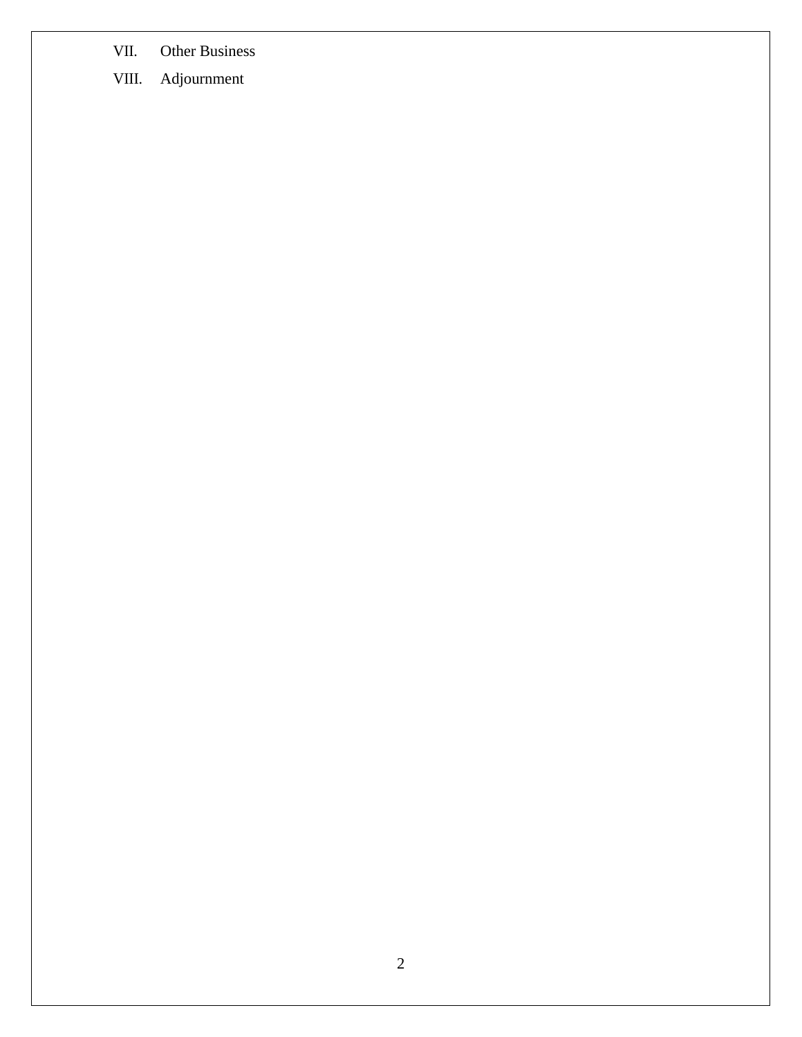VII. Other Business

VIII. Adjournment